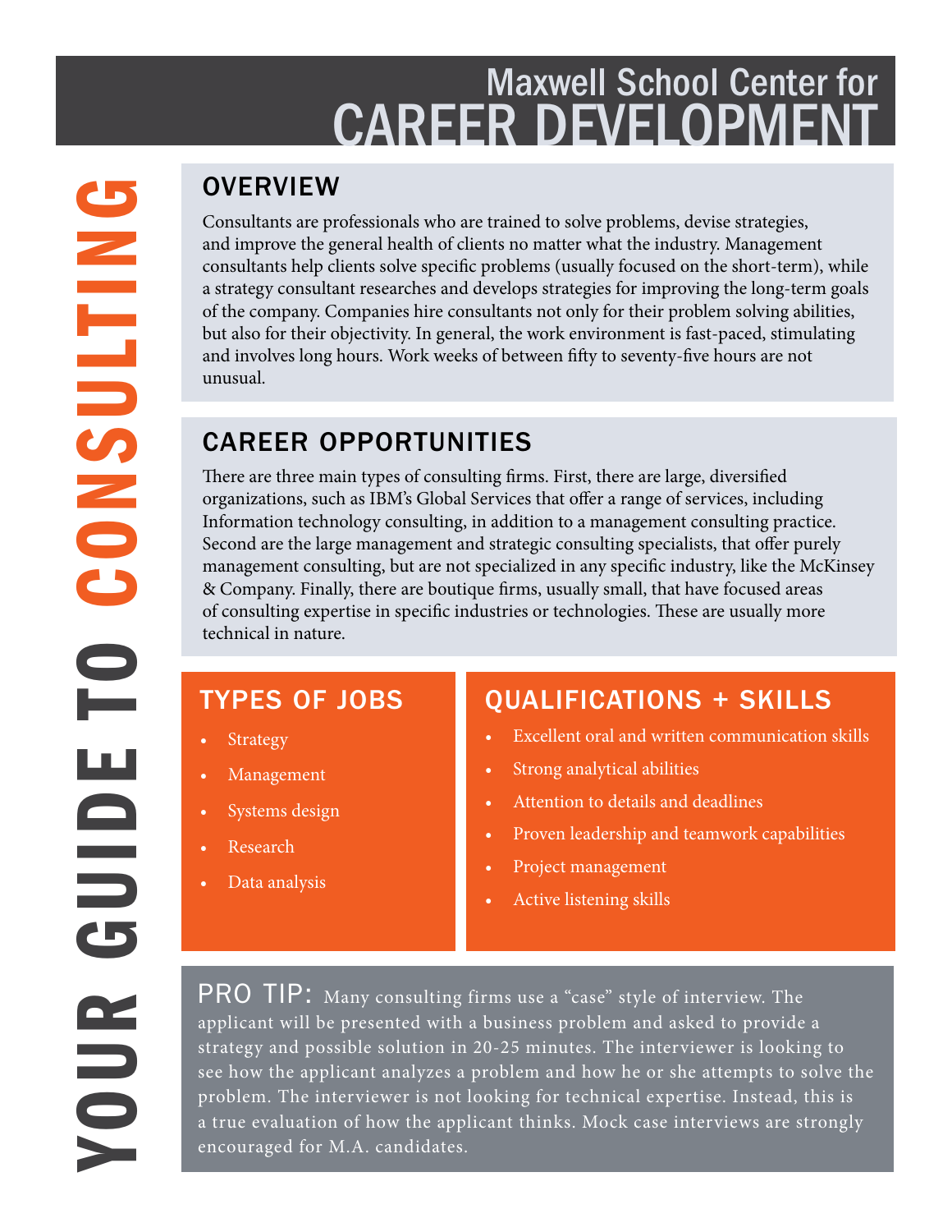# Maxwell School Center for CAREER DEVELOPMENT

# YOUR GUIDE TO CONSULTING

## OVERVIEW

Consultants are professionals who are trained to solve problems, devise strategies, and improve the general health of clients no matter what the industry. Management consultants help clients solve specific problems (usually focused on the short-term), while a strategy consultant researches and develops strategies for improving the long-term goals of the company. Companies hire consultants not only for their problem solving abilities, but also for their objectivity. In general, the work environment is fast-paced, stimulating and involves long hours. Work weeks of between fifty to seventy-five hours are not unusual.

## CAREER OPPORTUNITIES

There are three main types of consulting firms. First, there are large, diversified organizations, such as IBM's Global Services that offer a range of services, including Information technology consulting, in addition to a management consulting practice. Second are the large management and strategic consulting specialists, that offer purely management consulting, but are not specialized in any specific industry, like the McKinsey & Company. Finally, there are boutique firms, usually small, that have focused areas of consulting expertise in specific industries or technologies. These are usually more technical in nature.

## TYPES OF JOBS

- Strategy
- Management
- Systems design
- Research
- Data analysis

## QUALIFICATIONS + SKILLS

- Excellent oral and written communication skills
- Strong analytical abilities
- Attention to details and deadlines
- Proven leadership and teamwork capabilities
- Project management
- Active listening skills

**PRO TIP:** Many consulting firms use a "case" style of interview. The applicant will be presented with a business problem and asked to provide a strategy and possible solution in 20-25 minutes. The interviewer is looking to see how the applicant analyzes a problem and how he or she attempts to solve the problem. The interviewer is not looking for technical expertise. Instead, this is a true evaluation of how the applicant thinks. Mock case interviews are strongly encouraged for M.A. candidates.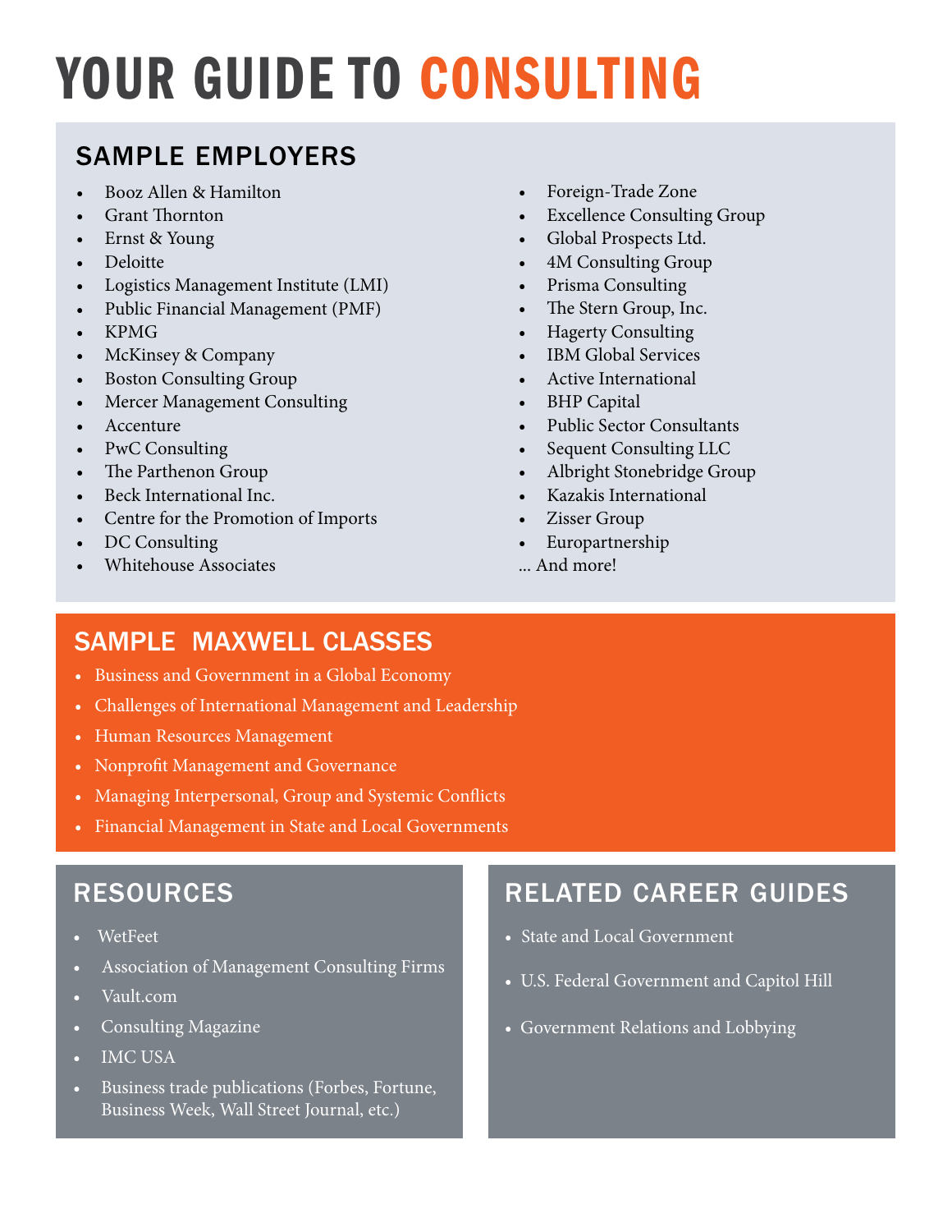# YOUR GUIDE TO CONSULTING

## SAMPLE EMPLOYERS

- Booz Allen & Hamilton
- Grant Thornton
- Ernst & Young
- Deloitte
- Logistics Management Institute (LMI)
- Public Financial Management (PMF)
- KPMG
- McKinsey & Company
- Boston Consulting Group
- Mercer Management Consulting
- Accenture
- PwC Consulting
- The Parthenon Group
- Beck International Inc.
- Centre for the Promotion of Imports
- DC Consulting
- Whitehouse Associates
- Foreign-Trade Zone
- Excellence Consulting Group
- Global Prospects Ltd.
- 4M Consulting Group
- Prisma Consulting
- The Stern Group, Inc.
- Hagerty Consulting
- IBM Global Services
- Active International
- BHP Capital
- Public Sector Consultants
- Sequent Consulting LLC
- Albright Stonebridge Group
- Kazakis International
- Zisser Group
- Europartnership

... And more!

## SAMPLE MAXWELL CLASSES

- Business and Government in a Global Economy
- Challenges of International Management and Leadership
- Human Resources Management
- Nonprofit Management and Governance
- Managing Interpersonal, Group and Systemic Conflicts
- Financial Management in State and Local Governments

## RESOURCES

- WetFeet
- Association of Management Consulting Firms
- Vault.com
- Consulting Magazine
- IMC USA
- Business trade publications (Forbes, Fortune, Business Week, Wall Street Journal, etc.)

## RELATED CAREER GUIDES

- State and Local Government
- U.S. Federal Government and Capitol Hill
- Government Relations and Lobbying